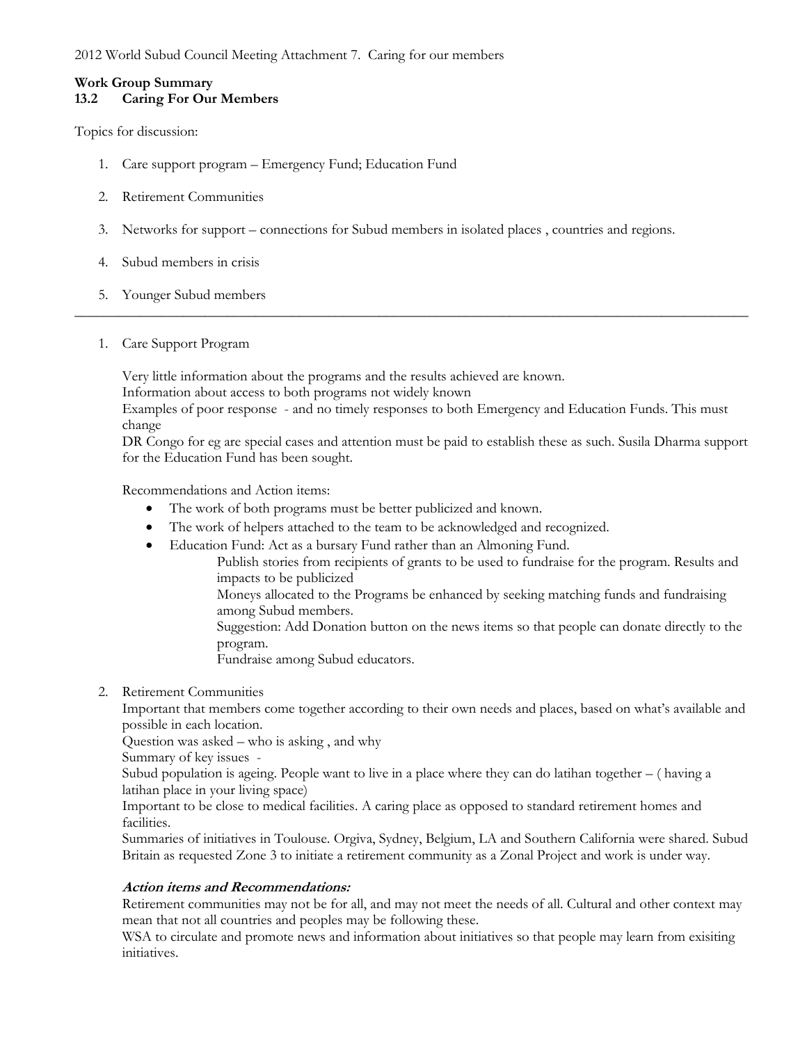2012 World Subud Council Meeting Attachment 7. Caring for our members

**Work Group Summary**
**13.2 Caring For Our Members**

Topics for discussion:

1. Care support program – Emergency Fund; Education Fund

2. Retirement Communities

3. Networks for support – connections for Subud members in isolated places , countries and regions.

4. Subud members in crisis

5. Younger Subud members

---

1. Care Support Program

   Very little information about the programs and the results achieved are known.
   Information about access to both programs not widely known
   Examples of poor response - and no timely responses to both Emergency and Education Funds. This must change
   DR Congo for eg are special cases and attention must be paid to establish these as such. Susila Dharma support for the Education Fund has been sought.

   Recommendations and Action items:

   - The work of both programs must be better publicized and known.
   - The work of helpers attached to the team to be acknowledged and recognized.
   - Education Fund: Act as a bursary Fund rather than an Almoning Fund.

     Publish stories from recipients of grants to be used to fundraise for the program. Results and impacts to be publicized
     Moneys allocated to the Programs be enhanced by seeking matching funds and fundraising among Subud members.
     Suggestion: Add Donation button on the news items so that people can donate directly to the program.
     Fundraise among Subud educators.

2. Retirement Communities
   Important that members come together according to their own needs and places, based on what's available and possible in each location.
   Question was asked – who is asking , and why
   Summary of key issues -
   Subud population is ageing. People want to live in a place where they can do latihan together – ( having a latihan place in your living space)
   Important to be close to medical facilities. A caring place as opposed to standard retirement homes and facilities.
   Summaries of initiatives in Toulouse. Orgiva, Sydney, Belgium, LA and Southern California were shared. Subud Britain as requested Zone 3 to initiate a retirement community as a Zonal Project and work is under way.

   ***Action items and Recommendations:***
   Retirement communities may not be for all, and may not meet the needs of all. Cultural and other context may mean that not all countries and peoples may be following these.
   WSA to circulate and promote news and information about initiatives so that people may learn from exisiting initiatives.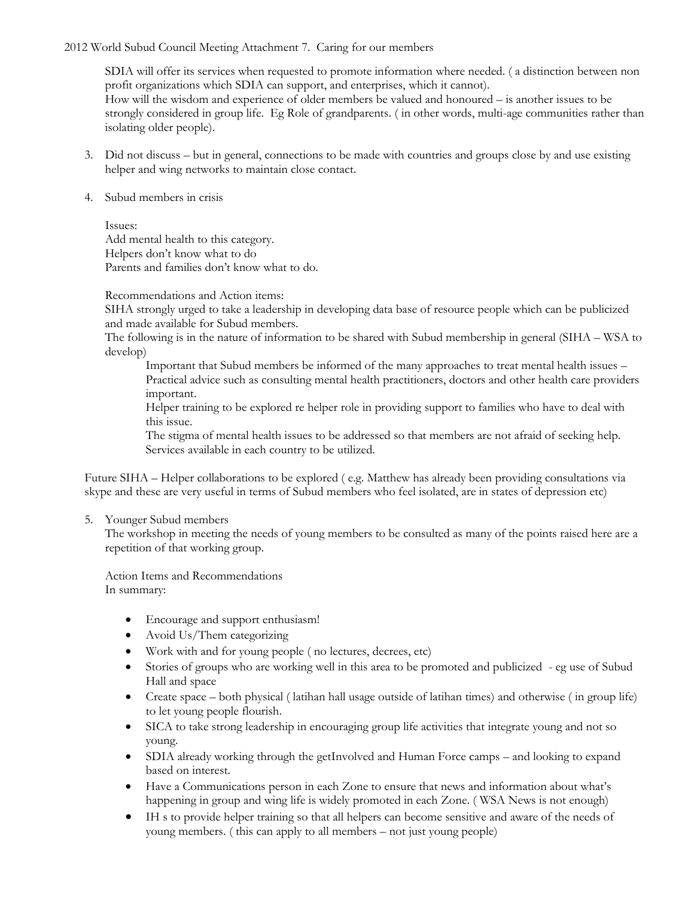SDIA will offer its services when requested to promote information where needed. ( a distinction between non profit organizations which SDIA can support, and enterprises, which it cannot).
How will the wisdom and experience of older members be valued and honoured – is another issues to be strongly considered in group life. Eg Role of grandparents. ( in other words, multi-age communities rather than isolating older people).

3. Did not discuss – but in general, connections to be made with countries and groups close by and use existing helper and wing networks to maintain close contact.

4. Subud members in crisis

   Issues:
   Add mental health to this category.
   Helpers don't know what to do
   Parents and families don't know what to do.

   Recommendations and Action items:
   SIHA strongly urged to take a leadership in developing data base of resource people which can be publicized and made available for Subud members.
   The following is in the nature of information to be shared with Subud membership in general (SIHA – WSA to develop)

   Important that Subud members be informed of the many approaches to treat mental health issues – Practical advice such as consulting mental health practitioners, doctors and other health care providers important.
   Helper training to be explored re helper role in providing support to families who have to deal with this issue.
   The stigma of mental health issues to be addressed so that members are not afraid of seeking help.
   Services available in each country to be utilized.

Future SIHA – Helper collaborations to be explored ( e.g. Matthew has already been providing consultations via skype and these are very useful in terms of Subud members who feel isolated, are in states of depression etc)

5. Younger Subud members
   The workshop in meeting the needs of young members to be consulted as many of the points raised here are a repetition of that working group.

   Action Items and Recommendations
   In summary:

   - Encourage and support enthusiasm!
   - Avoid Us/Them categorizing
   - Work with and for young people ( no lectures, decrees, etc)
   - Stories of groups who are working well in this area to be promoted and publicized - eg use of Subud Hall and space
   - Create space – both physical ( latihan hall usage outside of latihan times) and otherwise ( in group life) to let young people flourish.
   - SICA to take strong leadership in encouraging group life activities that integrate young and not so young.
   - SDIA already working through the getInvolved and Human Force camps – and looking to expand based on interest.
   - Have a Communications person in each Zone to ensure that news and information about what's happening in group and wing life is widely promoted in each Zone. ( WSA News is not enough)
   - IH s to provide helper training so that all helpers can become sensitive and aware of the needs of young members. ( this can apply to all members – not just young people)